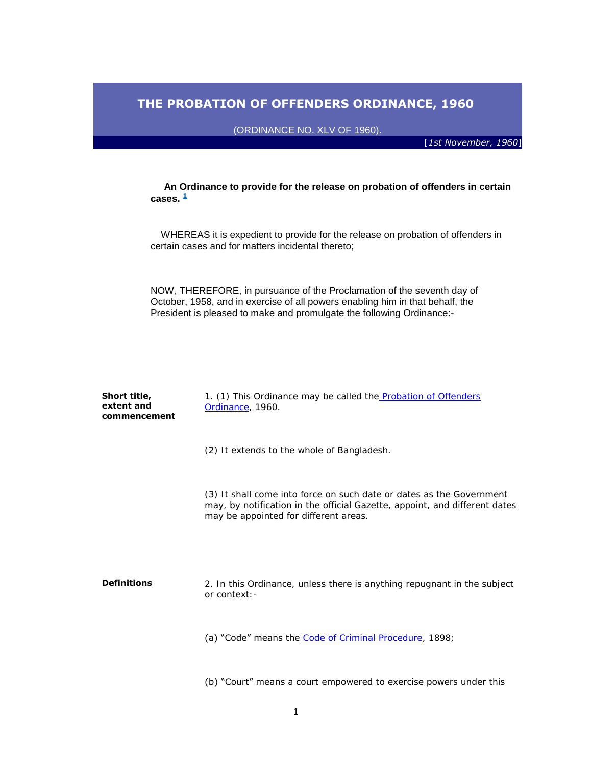# THE PROBATION OF OFFENDERS ORDINANCE, 1960

(ORDINANCE NO. XLV OF 1960).

[*1st November, 1960*]

**An Ordinance to provide for the release on probation of offenders in certain cases.** [1]

WHEREAS it is expedient to provide for the release on probation of offenders in certain cases and for matters incidental thereto;

NOW, THEREFORE, in pursuance of the Proclamation of the seventh day of October, 1958, and in exercise of all powers enabling him in that behalf, the President is pleased to make and promulgate the following Ordinance:-

**Short title, extent and commencement**

1. (1) This Ordinance may be called the Probation of Offenders Ordinance, 1960.

(2) It extends to the whole of Bangladesh.

(3) It shall come into force on such date or dates as the Government may, by notification in the official Gazette, appoint, and different dates may be appointed for different areas.

**Definitions**

2. In this Ordinance, unless there is anything repugnant in the subject or context:-

(a) "Code" means the Code of Criminal Procedure, 1898;

(b) "Court" means a court empowered to exercise powers under this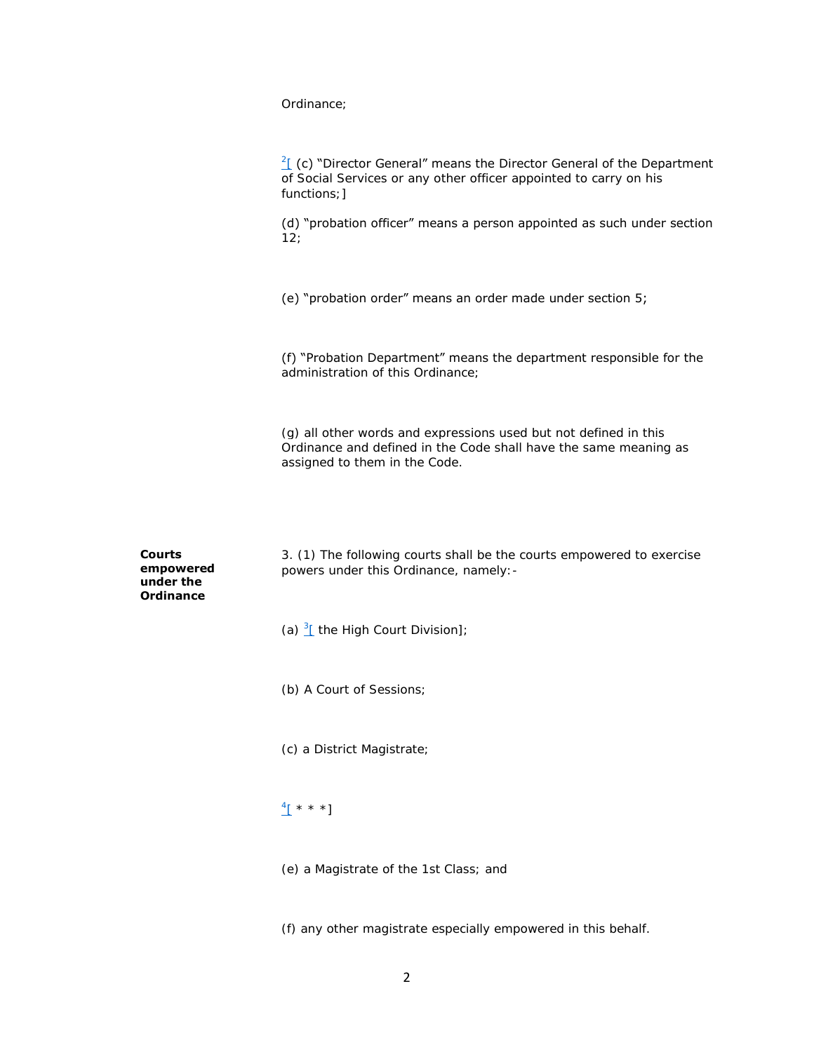Ordinance;

[2][ (c) "Director General" means the Director General of the Department of Social Services or any other officer appointed to carry on his functions;]

(d) "probation officer" means a person appointed as such under section 12;

(e) "probation order" means an order made under section 5;

(f) "Probation Department" means the department responsible for the administration of this Ordinance;

(g) all other words and expressions used but not defined in this Ordinance and defined in the Code shall have the same meaning as assigned to them in the Code.

**Courts empowered under the Ordinance**

3. (1) The following courts shall be the courts empowered to exercise powers under this Ordinance, namely:-

(a) [3][ the High Court Division];

(b) A Court of Sessions;

(c) a District Magistrate;

[4][ * * *]

(e) a Magistrate of the 1st Class; and

(f) any other magistrate especially empowered in this behalf.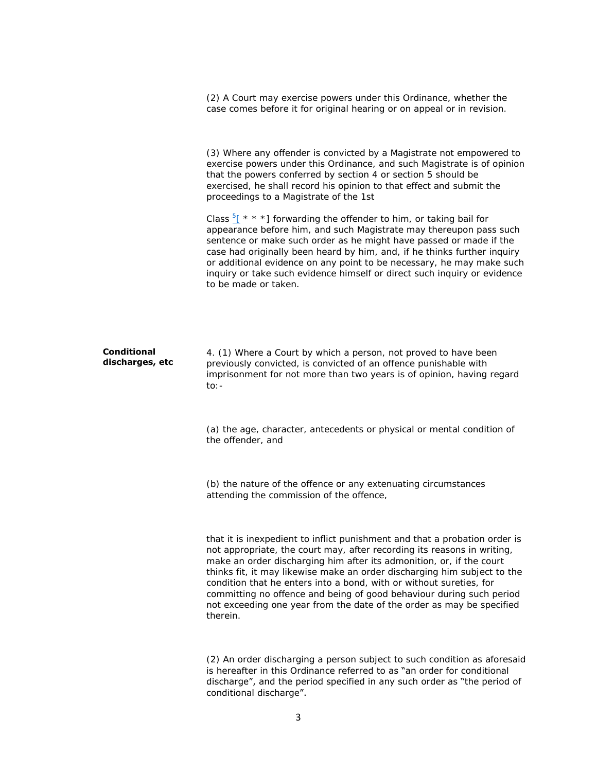(2) A Court may exercise powers under this Ordinance, whether the case comes before it for original hearing or on appeal or in revision.

(3) Where any offender is convicted by a Magistrate not empowered to exercise powers under this Ordinance, and such Magistrate is of opinion that the powers conferred by section 4 or section 5 should be exercised, he shall record his opinion to that effect and submit the proceedings to a Magistrate of the 1st

Class [5][ * * *] forwarding the offender to him, or taking bail for appearance before him, and such Magistrate may thereupon pass such sentence or make such order as he might have passed or made if the case had originally been heard by him, and, if he thinks further inquiry or additional evidence on any point to be necessary, he may make such inquiry or take such evidence himself or direct such inquiry or evidence to be made or taken.

**Conditional discharges, etc**

4. (1) Where a Court by which a person, not proved to have been previously convicted, is convicted of an offence punishable with imprisonment for not more than two years is of opinion, having regard to:-

(a) the age, character, antecedents or physical or mental condition of the offender, and

(b) the nature of the offence or any extenuating circumstances attending the commission of the offence,

that it is inexpedient to inflict punishment and that a probation order is not appropriate, the court may, after recording its reasons in writing, make an order discharging him after its admonition, or, if the court thinks fit, it may likewise make an order discharging him subject to the condition that he enters into a bond, with or without sureties, for committing no offence and being of good behaviour during such period not exceeding one year from the date of the order as may be specified therein.

(2) An order discharging a person subject to such condition as aforesaid is hereafter in this Ordinance referred to as "an order for conditional discharge", and the period specified in any such order as "the period of conditional discharge".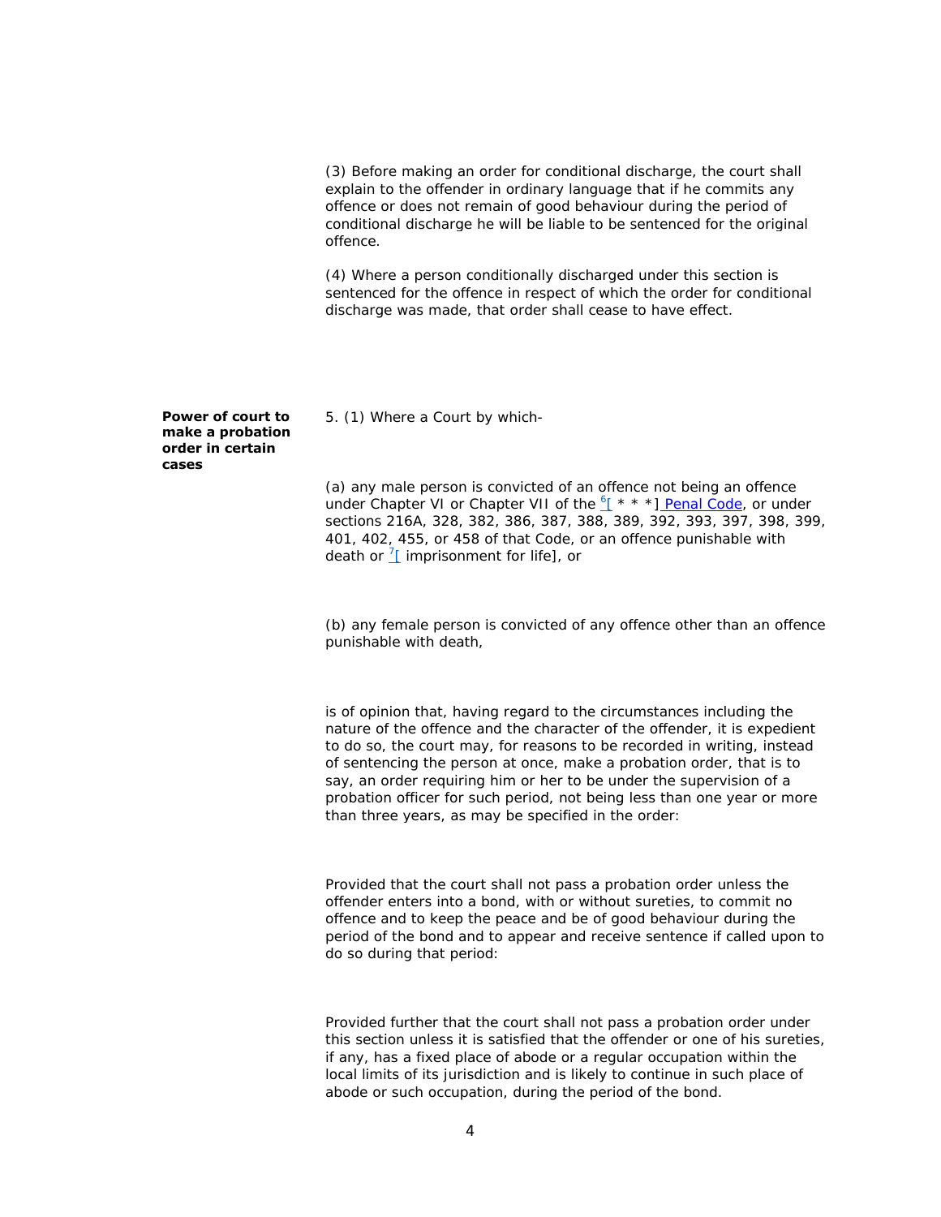(3) Before making an order for conditional discharge, the court shall explain to the offender in ordinary language that if he commits any offence or does not remain of good behaviour during the period of conditional discharge he will be liable to be sentenced for the original offence.

(4) Where a person conditionally discharged under this section is sentenced for the offence in respect of which the order for conditional discharge was made, that order shall cease to have effect.

**Power of court to make a probation order in certain cases**

5. (1) Where a Court by which-

(a) any male person is convicted of an offence not being an offence under Chapter VI or Chapter VII of the [6][ * * *] Penal Code, or under sections 216A, 328, 382, 386, 387, 388, 389, 392, 393, 397, 398, 399, 401, 402, 455, or 458 of that Code, or an offence punishable with death or [7][ imprisonment for life], or

(b) any female person is convicted of any offence other than an offence punishable with death,

is of opinion that, having regard to the circumstances including the nature of the offence and the character of the offender, it is expedient to do so, the court may, for reasons to be recorded in writing, instead of sentencing the person at once, make a probation order, that is to say, an order requiring him or her to be under the supervision of a probation officer for such period, not being less than one year or more than three years, as may be specified in the order:

Provided that the court shall not pass a probation order unless the offender enters into a bond, with or without sureties, to commit no offence and to keep the peace and be of good behaviour during the period of the bond and to appear and receive sentence if called upon to do so during that period:

Provided further that the court shall not pass a probation order under this section unless it is satisfied that the offender or one of his sureties, if any, has a fixed place of abode or a regular occupation within the local limits of its jurisdiction and is likely to continue in such place of abode or such occupation, during the period of the bond.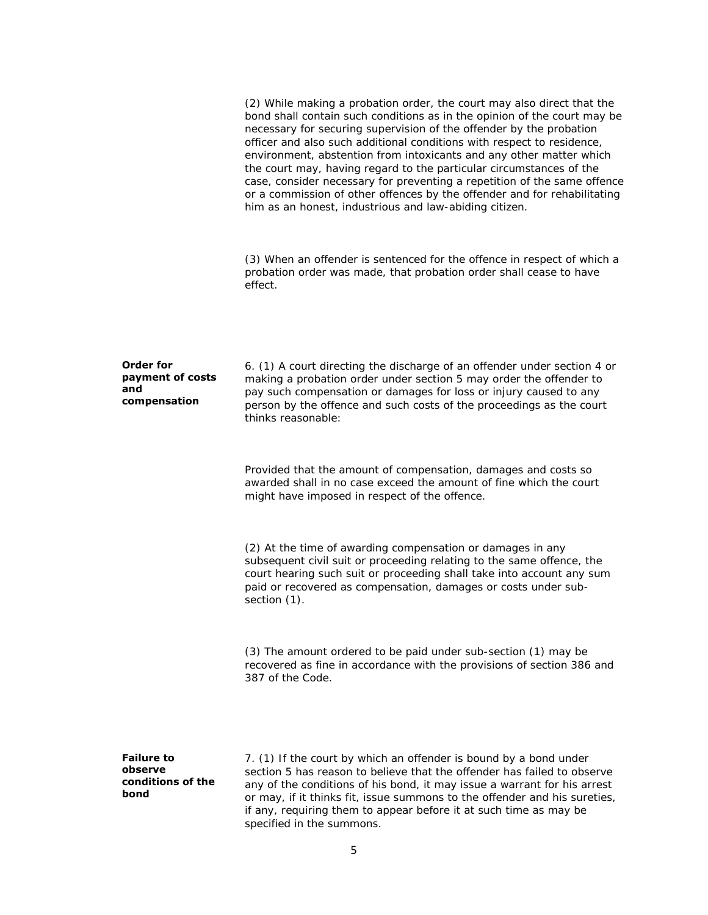(2) While making a probation order, the court may also direct that the bond shall contain such conditions as in the opinion of the court may be necessary for securing supervision of the offender by the probation officer and also such additional conditions with respect to residence, environment, abstention from intoxicants and any other matter which the court may, having regard to the particular circumstances of the case, consider necessary for preventing a repetition of the same offence or a commission of other offences by the offender and for rehabilitating him as an honest, industrious and law-abiding citizen.

(3) When an offender is sentenced for the offence in respect of which a probation order was made, that probation order shall cease to have effect.

**Order for payment of costs and compensation**

6. (1) A court directing the discharge of an offender under section 4 or making a probation order under section 5 may order the offender to pay such compensation or damages for loss or injury caused to any person by the offence and such costs of the proceedings as the court thinks reasonable:

Provided that the amount of compensation, damages and costs so awarded shall in no case exceed the amount of fine which the court might have imposed in respect of the offence.

(2) At the time of awarding compensation or damages in any subsequent civil suit or proceeding relating to the same offence, the court hearing such suit or proceeding shall take into account any sum paid or recovered as compensation, damages or costs under sub-section (1).

(3) The amount ordered to be paid under sub-section (1) may be recovered as fine in accordance with the provisions of section 386 and 387 of the Code.

**Failure to observe conditions of the bond**

7. (1) If the court by which an offender is bound by a bond under section 5 has reason to believe that the offender has failed to observe any of the conditions of his bond, it may issue a warrant for his arrest or may, if it thinks fit, issue summons to the offender and his sureties, if any, requiring them to appear before it at such time as may be specified in the summons.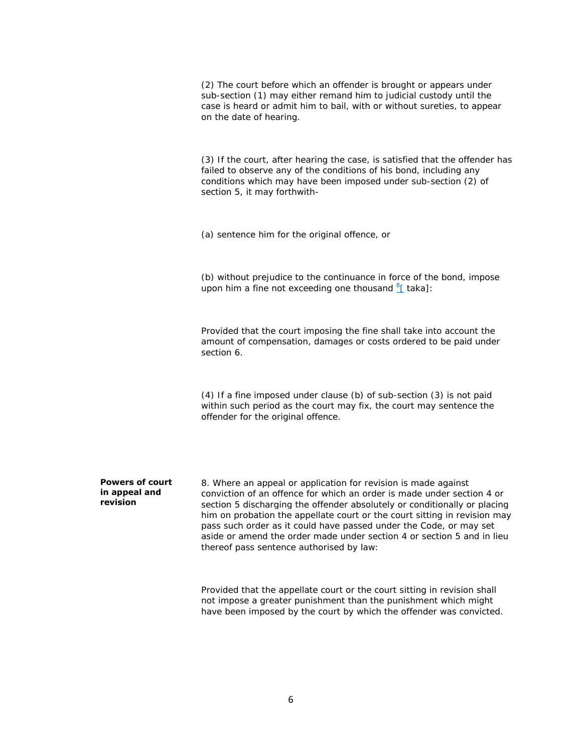(2) The court before which an offender is brought or appears under sub-section (1) may either remand him to judicial custody until the case is heard or admit him to bail, with or without sureties, to appear on the date of hearing.

(3) If the court, after hearing the case, is satisfied that the offender has failed to observe any of the conditions of his bond, including any conditions which may have been imposed under sub-section (2) of section 5, it may forthwith-

(a) sentence him for the original offence, or

(b) without prejudice to the continuance in force of the bond, impose upon him a fine not exceeding one thousand [8][ taka]:

Provided that the court imposing the fine shall take into account the amount of compensation, damages or costs ordered to be paid under section 6.

(4) If a fine imposed under clause (b) of sub-section (3) is not paid within such period as the court may fix, the court may sentence the offender for the original offence.

**Powers of court in appeal and revision**

8. Where an appeal or application for revision is made against conviction of an offence for which an order is made under section 4 or section 5 discharging the offender absolutely or conditionally or placing him on probation the appellate court or the court sitting in revision may pass such order as it could have passed under the Code, or may set aside or amend the order made under section 4 or section 5 and in lieu thereof pass sentence authorised by law:

Provided that the appellate court or the court sitting in revision shall not impose a greater punishment than the punishment which might have been imposed by the court by which the offender was convicted.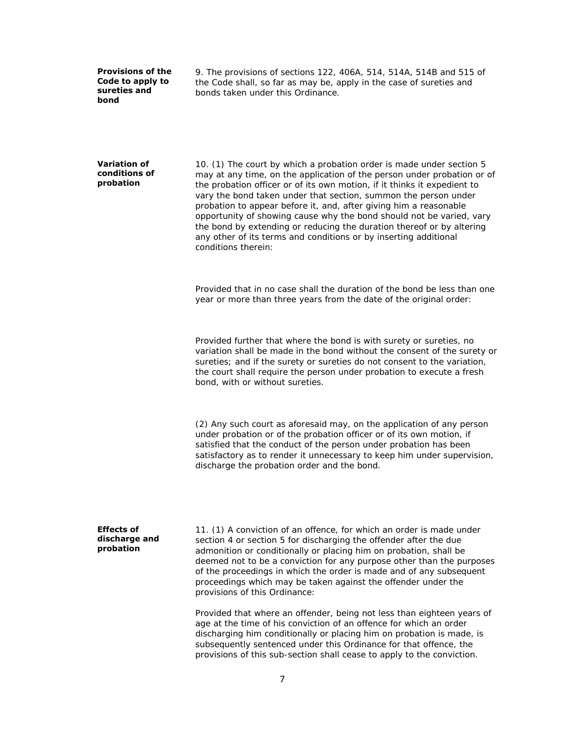**Provisions of the Code to apply to sureties and bond**

9. The provisions of sections 122, 406A, 514, 514A, 514B and 515 of the Code shall, so far as may be, apply in the case of sureties and bonds taken under this Ordinance.

**Variation of conditions of probation**

10. (1) The court by which a probation order is made under section 5 may at any time, on the application of the person under probation or of the probation officer or of its own motion, if it thinks it expedient to vary the bond taken under that section, summon the person under probation to appear before it, and, after giving him a reasonable opportunity of showing cause why the bond should not be varied, vary the bond by extending or reducing the duration thereof or by altering any other of its terms and conditions or by inserting additional conditions therein:

Provided that in no case shall the duration of the bond be less than one year or more than three years from the date of the original order:

Provided further that where the bond is with surety or sureties, no variation shall be made in the bond without the consent of the surety or sureties; and if the surety or sureties do not consent to the variation, the court shall require the person under probation to execute a fresh bond, with or without sureties.

(2) Any such court as aforesaid may, on the application of any person under probation or of the probation officer or of its own motion, if satisfied that the conduct of the person under probation has been satisfactory as to render it unnecessary to keep him under supervision, discharge the probation order and the bond.

**Effects of discharge and probation**

11. (1) A conviction of an offence, for which an order is made under section 4 or section 5 for discharging the offender after the due admonition or conditionally or placing him on probation, shall be deemed not to be a conviction for any purpose other than the purposes of the proceedings in which the order is made and of any subsequent proceedings which may be taken against the offender under the provisions of this Ordinance:

Provided that where an offender, being not less than eighteen years of age at the time of his conviction of an offence for which an order discharging him conditionally or placing him on probation is made, is subsequently sentenced under this Ordinance for that offence, the provisions of this sub-section shall cease to apply to the conviction.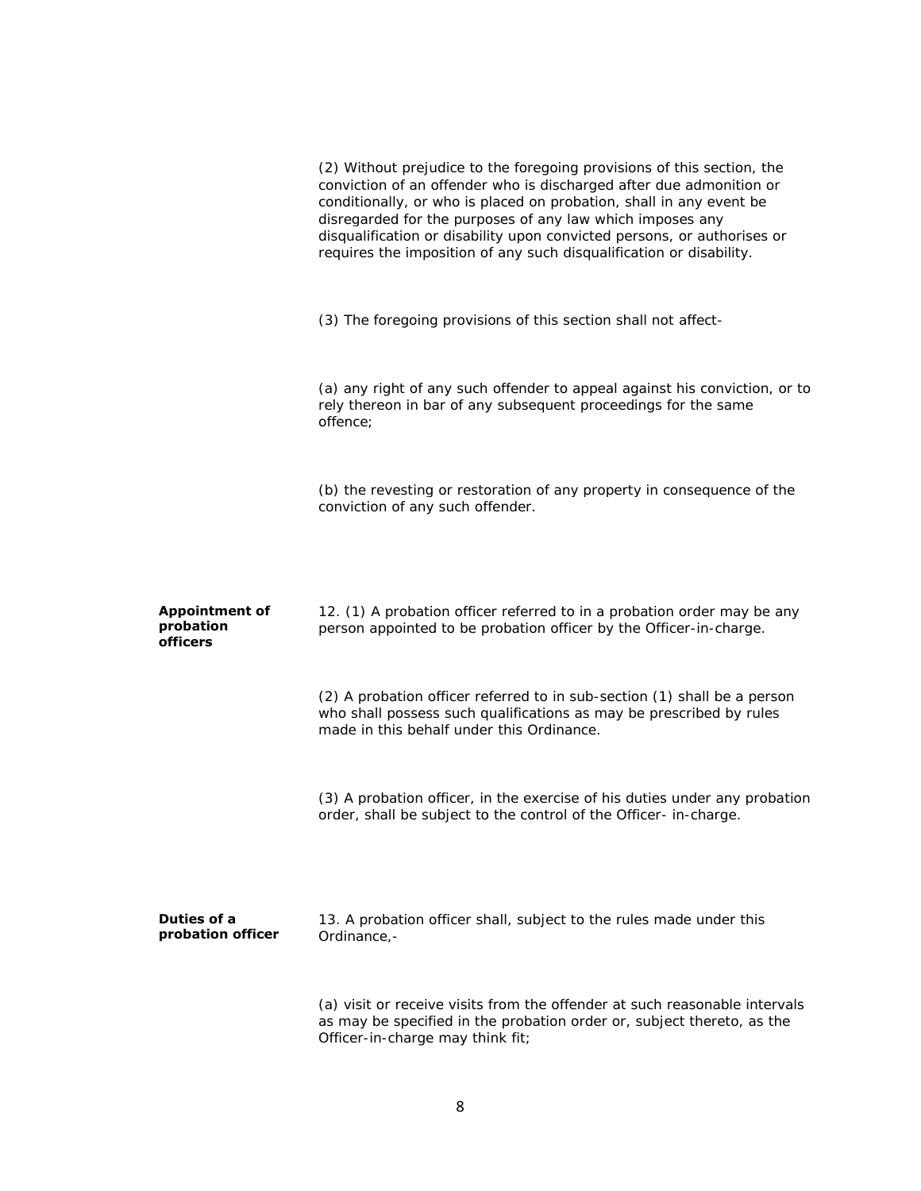(2) Without prejudice to the foregoing provisions of this section, the conviction of an offender who is discharged after due admonition or conditionally, or who is placed on probation, shall in any event be disregarded for the purposes of any law which imposes any disqualification or disability upon convicted persons, or authorises or requires the imposition of any such disqualification or disability.

(3) The foregoing provisions of this section shall not affect-

(a) any right of any such offender to appeal against his conviction, or to rely thereon in bar of any subsequent proceedings for the same offence;

(b) the revesting or restoration of any property in consequence of the conviction of any such offender.

**Appointment of probation officers**

12. (1) A probation officer referred to in a probation order may be any person appointed to be probation officer by the Officer-in-charge.

(2) A probation officer referred to in sub-section (1) shall be a person who shall possess such qualifications as may be prescribed by rules made in this behalf under this Ordinance.

(3) A probation officer, in the exercise of his duties under any probation order, shall be subject to the control of the Officer- in-charge.

**Duties of a probation officer**

13. A probation officer shall, subject to the rules made under this Ordinance,-

(a) visit or receive visits from the offender at such reasonable intervals as may be specified in the probation order or, subject thereto, as the Officer-in-charge may think fit;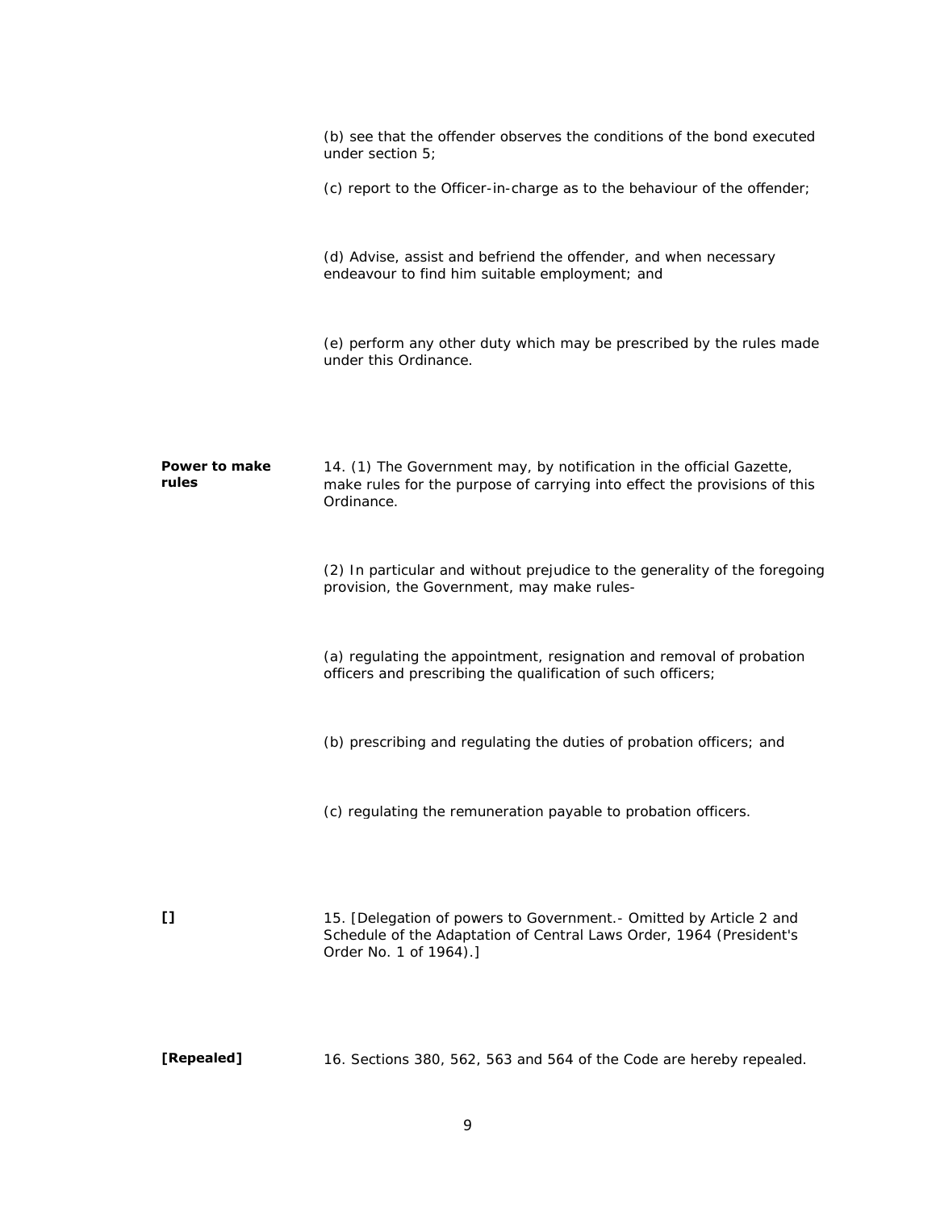(b) see that the offender observes the conditions of the bond executed under section 5;

(c) report to the Officer-in-charge as to the behaviour of the offender;

(d) Advise, assist and befriend the offender, and when necessary endeavour to find him suitable employment; and

(e) perform any other duty which may be prescribed by the rules made under this Ordinance.

**Power to make rules**

14. (1) The Government may, by notification in the official Gazette, make rules for the purpose of carrying into effect the provisions of this Ordinance.

(2) In particular and without prejudice to the generality of the foregoing provision, the Government, may make rules-

(a) regulating the appointment, resignation and removal of probation officers and prescribing the qualification of such officers;

(b) prescribing and regulating the duties of probation officers; and

(c) regulating the remuneration payable to probation officers.

**[]**

15. [Delegation of powers to Government.- Omitted by Article 2 and Schedule of the Adaptation of Central Laws Order, 1964 (President's Order No. 1 of 1964).]

**[Repealed]**

16. Sections 380, 562, 563 and 564 of the Code are hereby repealed.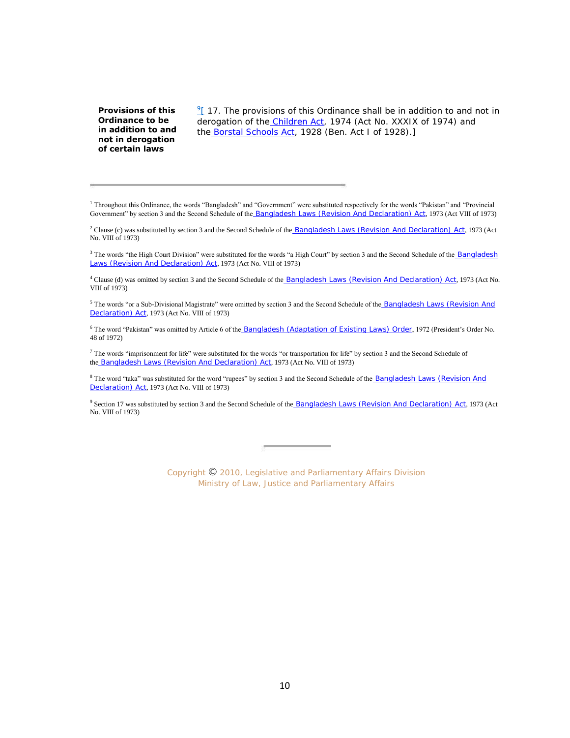**Provisions of this Ordinance to be in addition to and not in derogation of certain laws**

[9][ 17. The provisions of this Ordinance shall be in addition to and not in derogation of the Children Act, 1974 (Act No. XXXIX of 1974) and the Borstal Schools Act, 1928 (Ben. Act I of 1928).]

---

[1] Throughout this Ordinance, the words "Bangladesh" and "Government" were substituted respectively for the words "Pakistan" and "Provincial Government" by section 3 and the Second Schedule of the Bangladesh Laws (Revision And Declaration) Act, 1973 (Act VIII of 1973)

[2] Clause (c) was substituted by section 3 and the Second Schedule of the Bangladesh Laws (Revision And Declaration) Act, 1973 (Act No. VIII of 1973)

[3] The words "the High Court Division" were substituted for the words "a High Court" by section 3 and the Second Schedule of the Bangladesh Laws (Revision And Declaration) Act, 1973 (Act No. VIII of 1973)

[4] Clause (d) was omitted by section 3 and the Second Schedule of the Bangladesh Laws (Revision And Declaration) Act, 1973 (Act No. VIII of 1973)

[5] The words "or a Sub-Divisional Magistrate" were omitted by section 3 and the Second Schedule of the Bangladesh Laws (Revision And Declaration) Act, 1973 (Act No. VIII of 1973)

[6] The word "Pakistan" was omitted by Article 6 of the Bangladesh (Adaptation of Existing Laws) Order, 1972 (President's Order No. 48 of 1972)

[7] The words "imprisonment for life" were substituted for the words "or transportation for life" by section 3 and the Second Schedule of the Bangladesh Laws (Revision And Declaration) Act, 1973 (Act No. VIII of 1973)

[8] The word "taka" was substituted for the word "rupees" by section 3 and the Second Schedule of the Bangladesh Laws (Revision And Declaration) Act, 1973 (Act No. VIII of 1973)

[9] Section 17 was substituted by section 3 and the Second Schedule of the Bangladesh Laws (Revision And Declaration) Act, 1973 (Act No. VIII of 1973)

---

Copyright © 2010, Legislative and Parliamentary Affairs Division
Ministry of Law, Justice and Parliamentary Affairs